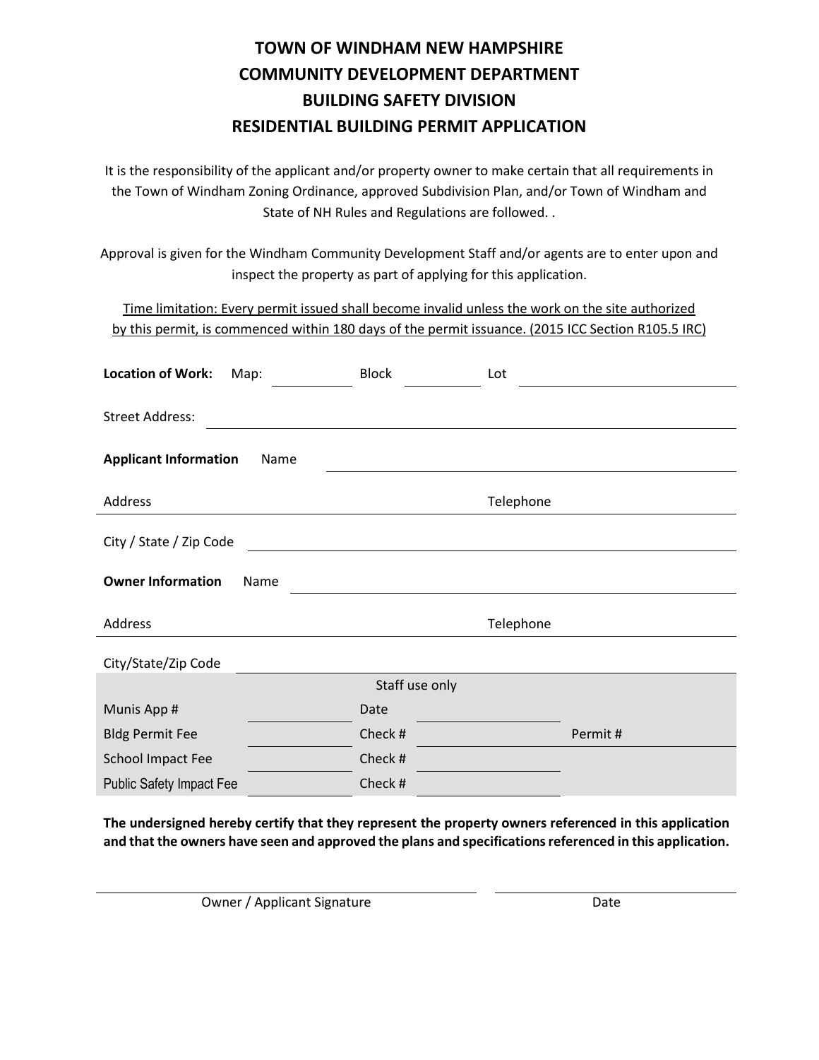# TOWN OF WINDHAM NEW HAMPSHIRE
## COMMUNITY DEVELOPMENT DEPARTMENT
## BUILDING SAFETY DIVISION
## RESIDENTIAL BUILDING PERMIT APPLICATION

It is the responsibility of the applicant and/or property owner to make certain that all requirements in the Town of Windham Zoning Ordinance, approved Subdivision Plan, and/or Town of Windham and State of NH Rules and Regulations are followed. .

Approval is given for the Windham Community Development Staff and/or agents are to enter upon and inspect the property as part of applying for this application.

<u>Time limitation: Every permit issued shall become invalid unless the work on the site authorized by this permit, is commenced within 180 days of the permit issuance. (2015 ICC Section R105.5 IRC)</u>

**Location of Work:** Map: ____________ Block ____________ Lot ____________________

Street Address: ______________________________________________

**Applicant Information** Name ______________________________________________

Address ______________________________ Telephone ____________________

City / State / Zip Code ______________________________________________

**Owner Information** Name ______________________________________________

Address ______________________________ Telephone ____________________

City/State/Zip Code ______________________________________________

Staff use only

| | | | | |
|---|---|---|---|---|
| Munis App # | | Date | | |
| Bldg Permit Fee | | Check # | | Permit # |
| School Impact Fee | | Check # | | |
| Public Safety Impact Fee | | Check # | | |

**The undersigned hereby certify that they represent the property owners referenced in this application and that the owners have seen and approved the plans and specifications referenced in this application.**

______________________________________ ____________________

Owner / Applicant Signature Date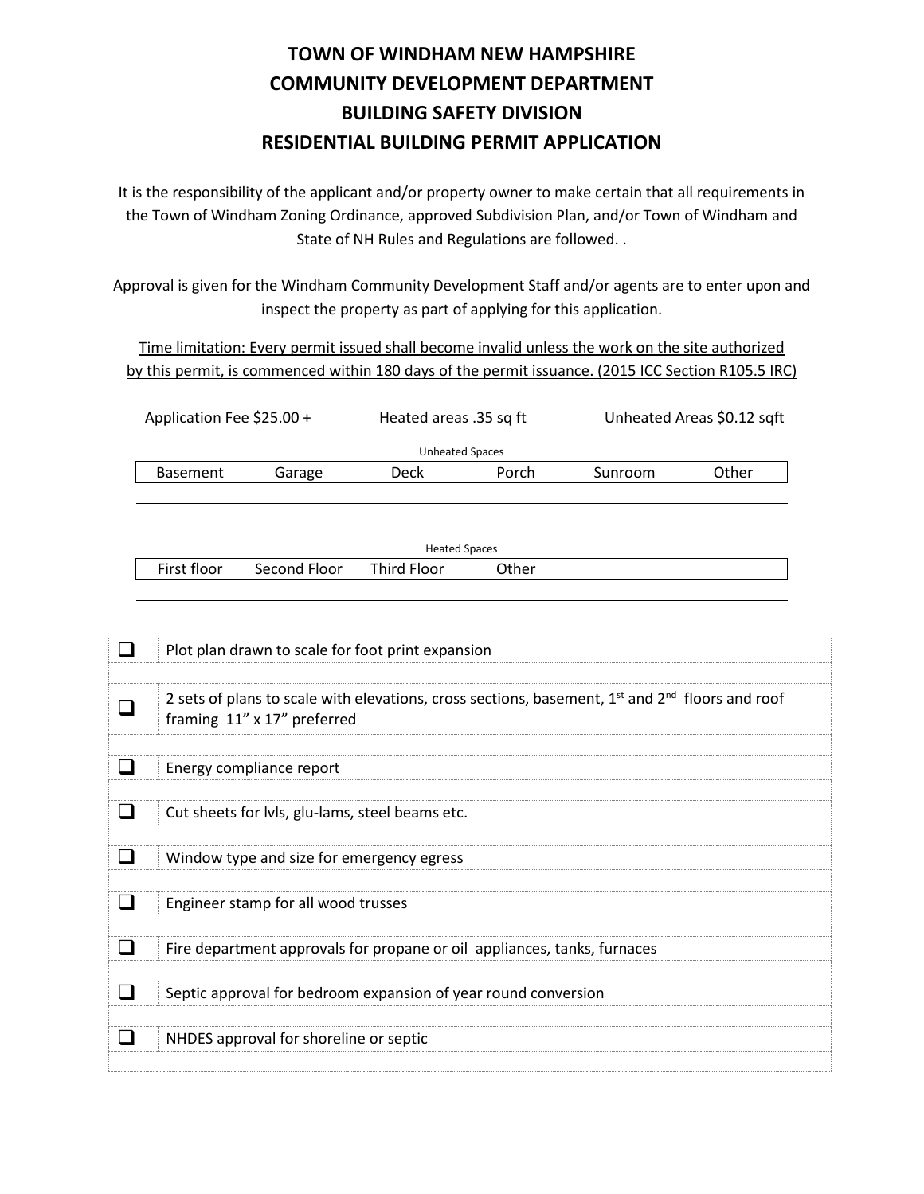# TOWN OF WINDHAM NEW HAMPSHIRE
# COMMUNITY DEVELOPMENT DEPARTMENT
# BUILDING SAFETY DIVISION
# RESIDENTIAL BUILDING PERMIT APPLICATION

It is the responsibility of the applicant and/or property owner to make certain that all requirements in the Town of Windham Zoning Ordinance, approved Subdivision Plan, and/or Town of Windham and State of NH Rules and Regulations are followed. .

Approval is given for the Windham Community Development Staff and/or agents are to enter upon and inspect the property as part of applying for this application.

<u>Time limitation: Every permit issued shall become invalid unless the work on the site authorized by this permit, is commenced within 180 days of the permit issuance. (2015 ICC Section R105.5 IRC)</u>

Application Fee $25.00 + Heated areas .35 sq ft Unheated Areas $0.12 sqft

Unheated Spaces

| Basement | Garage | Deck | Porch | Sunroom | Other |
|---|---|---|---|---|---|
| | | | | | |

Heated Spaces

| First floor | Second Floor | Third Floor | Other | |
|---|---|---|---|---|
| | | | | |

| | |
|---|---|
| ☐ | Plot plan drawn to scale for foot print expansion |
| ☐ | 2 sets of plans to scale with elevations, cross sections, basement, 1st and 2nd floors and roof framing 11" x 17" preferred |
| ☐ | Energy compliance report |
| ☐ | Cut sheets for lvls, glu-lams, steel beams etc. |
| ☐ | Window type and size for emergency egress |
| ☐ | Engineer stamp for all wood trusses |
| ☐ | Fire department approvals for propane or oil appliances, tanks, furnaces |
| ☐ | Septic approval for bedroom expansion of year round conversion |
| ☐ | NHDES approval for shoreline or septic |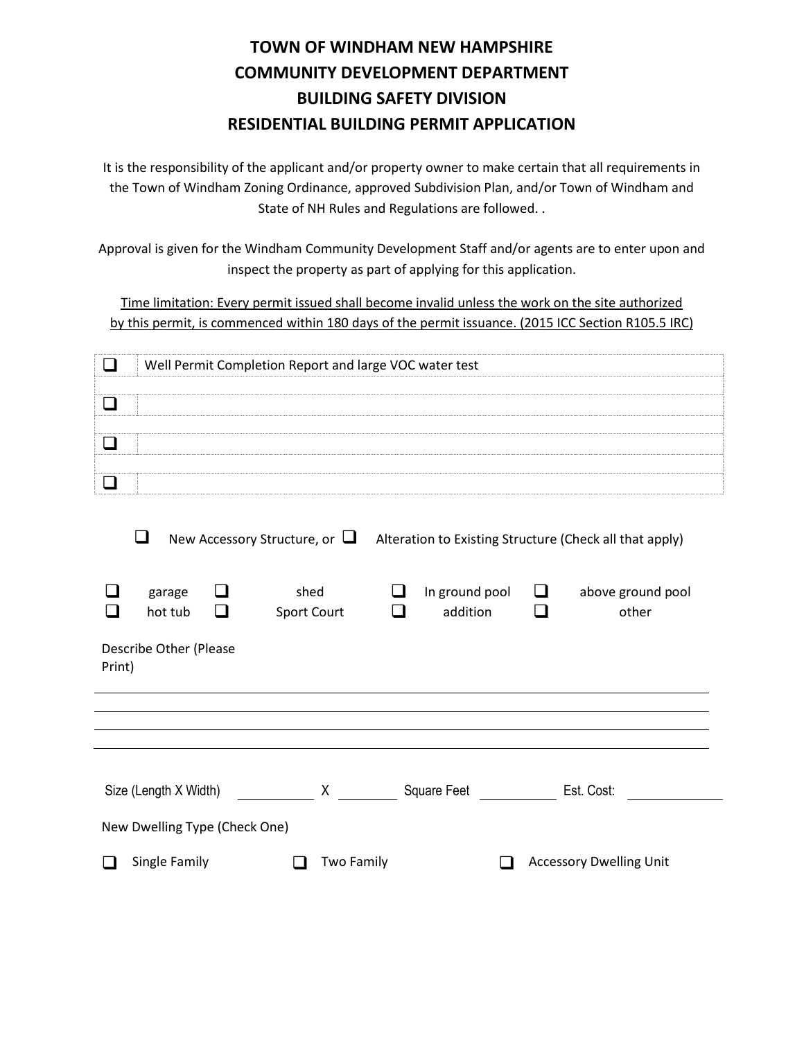# TOWN OF WINDHAM NEW HAMPSHIRE
## COMMUNITY DEVELOPMENT DEPARTMENT
## BUILDING SAFETY DIVISION
## RESIDENTIAL BUILDING PERMIT APPLICATION

It is the responsibility of the applicant and/or property owner to make certain that all requirements in the Town of Windham Zoning Ordinance, approved Subdivision Plan, and/or Town of Windham and State of NH Rules and Regulations are followed. .

Approval is given for the Windham Community Development Staff and/or agents are to enter upon and inspect the property as part of applying for this application.

<u>Time limitation: Every permit issued shall become invalid unless the work on the site authorized by this permit, is commenced within 180 days of the permit issuance. (2015 ICC Section R105.5 IRC)</u>

| | |
|---|---|
| ☐ | Well Permit Completion Report and large VOC water test |
| ☐ | |
| ☐ | |
| ☐ | |

☐ New Accessory Structure, or ☐ Alteration to Existing Structure (Check all that apply)

| | | | | | | | |
|---|---|---|---|---|---|---|---|
| ☐ | garage | ☐ | shed | ☐ | In ground pool | ☐ | above ground pool |
| ☐ | hot tub | ☐ | Sport Court | ☐ | addition | ☐ | other |

Describe Other (Please Print)

______________________________________________________________________

______________________________________________________________________

______________________________________________________________________

______________________________________________________________________

Size (Length X Width) __________ X ________ Square Feet __________ Est. Cost: __________

New Dwelling Type (Check One)

☐ Single Family ☐ Two Family ☐ Accessory Dwelling Unit